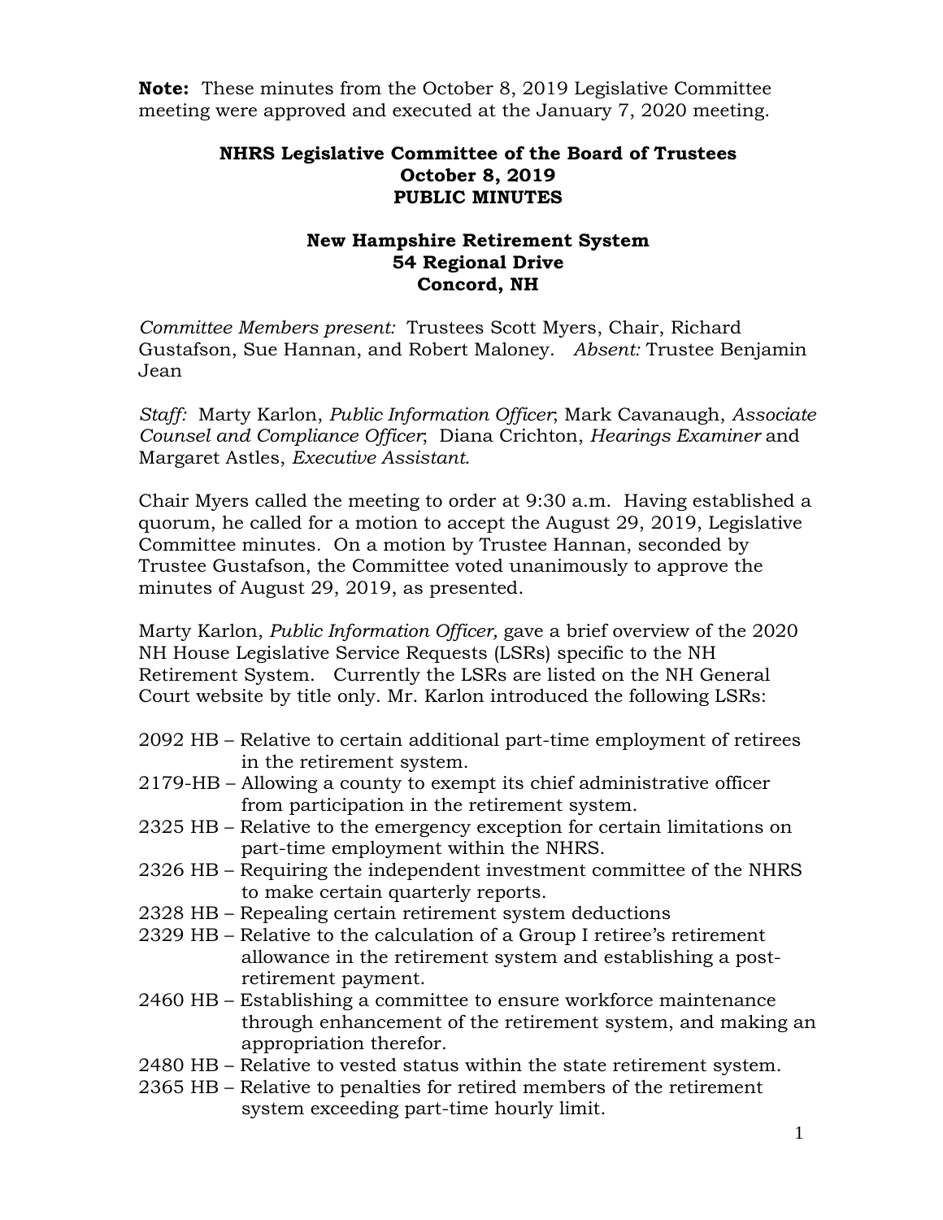**Note:** These minutes from the October 8, 2019 Legislative Committee meeting were approved and executed at the January 7, 2020 meeting.

**NHRS Legislative Committee of the Board of Trustees**
**October 8, 2019**
**PUBLIC MINUTES**

**New Hampshire Retirement System**
**54 Regional Drive**
**Concord, NH**

*Committee Members present:* Trustees Scott Myers, Chair, Richard Gustafson, Sue Hannan, and Robert Maloney. *Absent:* Trustee Benjamin Jean

*Staff:* Marty Karlon, *Public Information Officer*; Mark Cavanaugh, *Associate Counsel and Compliance Officer*; Diana Crichton, *Hearings Examiner* and Margaret Astles, *Executive Assistant*.

Chair Myers called the meeting to order at 9:30 a.m. Having established a quorum, he called for a motion to accept the August 29, 2019, Legislative Committee minutes. On a motion by Trustee Hannan, seconded by Trustee Gustafson, the Committee voted unanimously to approve the minutes of August 29, 2019, as presented.

Marty Karlon, *Public Information Officer,* gave a brief overview of the 2020 NH House Legislative Service Requests (LSRs) specific to the NH Retirement System. Currently the LSRs are listed on the NH General Court website by title only. Mr. Karlon introduced the following LSRs:

2092 HB – Relative to certain additional part-time employment of retirees in the retirement system.
2179-HB – Allowing a county to exempt its chief administrative officer from participation in the retirement system.
2325 HB – Relative to the emergency exception for certain limitations on part-time employment within the NHRS.
2326 HB – Requiring the independent investment committee of the NHRS to make certain quarterly reports.
2328 HB – Repealing certain retirement system deductions
2329 HB – Relative to the calculation of a Group I retiree's retirement allowance in the retirement system and establishing a post-retirement payment.
2460 HB – Establishing a committee to ensure workforce maintenance through enhancement of the retirement system, and making an appropriation therefor.
2480 HB – Relative to vested status within the state retirement system.
2365 HB – Relative to penalties for retired members of the retirement system exceeding part-time hourly limit.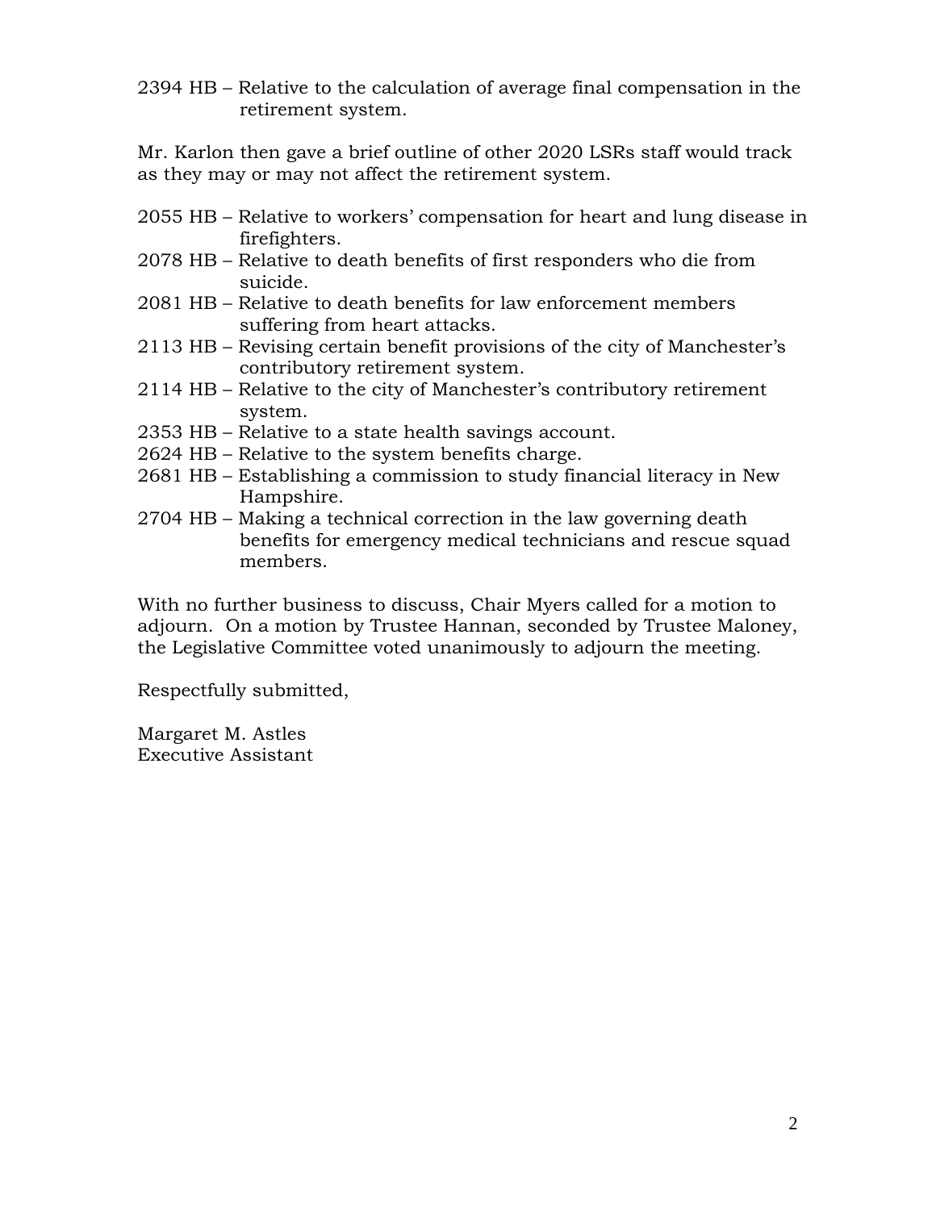2394 HB – Relative to the calculation of average final compensation in the retirement system.

Mr. Karlon then gave a brief outline of other 2020 LSRs staff would track as they may or may not affect the retirement system.

2055 HB – Relative to workers' compensation for heart and lung disease in firefighters.
2078 HB – Relative to death benefits of first responders who die from suicide.
2081 HB – Relative to death benefits for law enforcement members suffering from heart attacks.
2113 HB – Revising certain benefit provisions of the city of Manchester's contributory retirement system.
2114 HB – Relative to the city of Manchester's contributory retirement system.
2353 HB – Relative to a state health savings account.
2624 HB – Relative to the system benefits charge.
2681 HB – Establishing a commission to study financial literacy in New Hampshire.
2704 HB – Making a technical correction in the law governing death benefits for emergency medical technicians and rescue squad members.

With no further business to discuss, Chair Myers called for a motion to adjourn. On a motion by Trustee Hannan, seconded by Trustee Maloney, the Legislative Committee voted unanimously to adjourn the meeting.

Respectfully submitted,

Margaret M. Astles
Executive Assistant